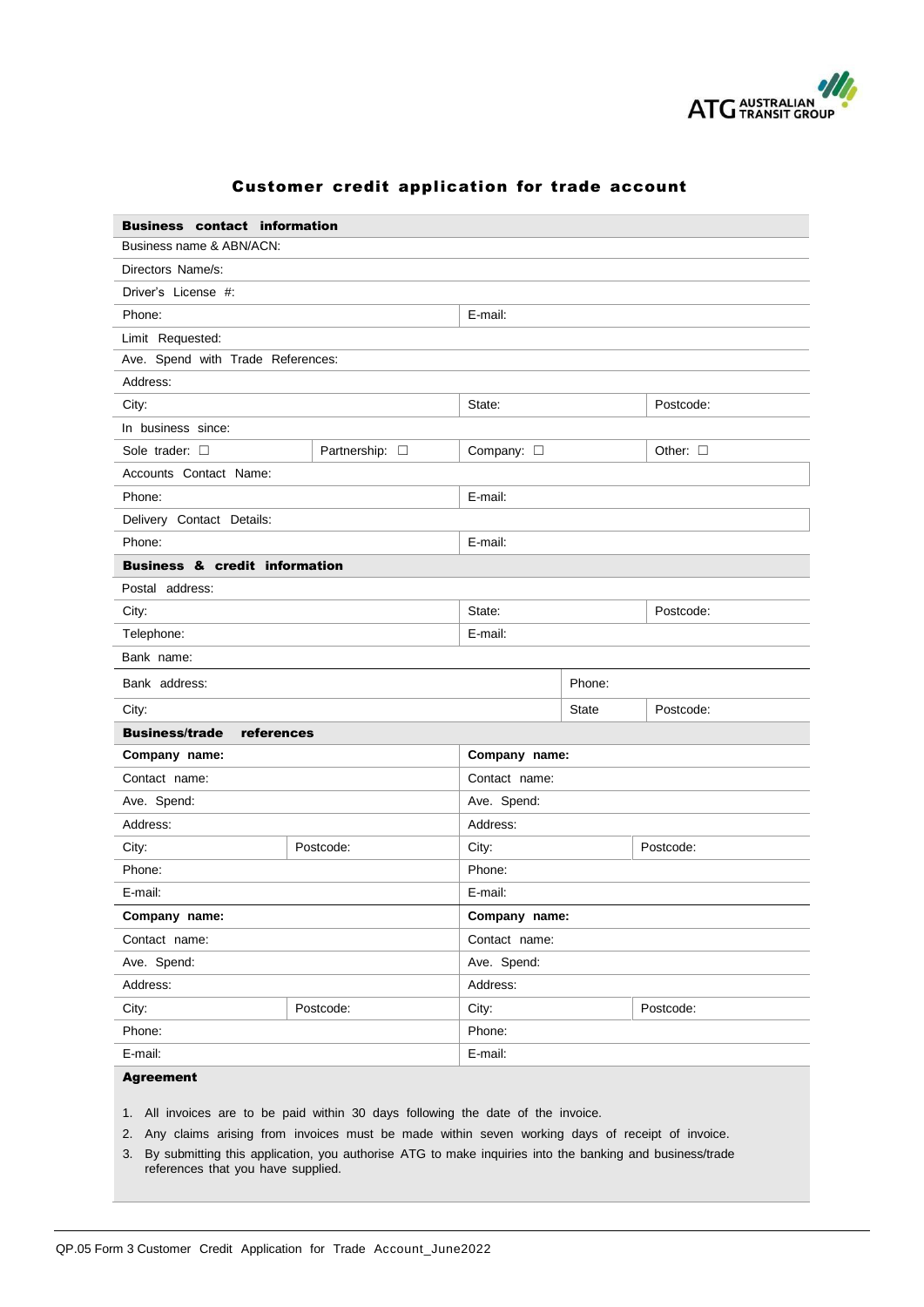# Customer credit application for trade account

| **Business contact information** | | | |
|---|---|---|---|
| Business name & ABN/ACN: | | | |
| Directors Name/s: | | | |
| Driver's License #: | | | |
| Phone: | | E-mail: | |
| Limit Requested: | | | |
| Ave. Spend with Trade References: | | | |
| Address: | | | |
| City: | | State: | Postcode: |
| In business since: | | | |
| Sole trader: ☐ | Partnership: ☐ | Company: ☐ | Other: ☐ |
| Accounts Contact Name: | | | |
| Phone: | | E-mail: | |
| Delivery Contact Details: | | | |
| Phone: | | E-mail: | |

| **Business & credit information** | | | |
|---|---|---|---|
| Postal address: | | | |
| City: | State: | | Postcode: |
| Telephone: | E-mail: | | |
| Bank name: | | | |
| Bank address: | | Phone: | |
| City: | | State | Postcode: |

| **Business/trade references** | | | |
|---|---|---|---|
| **Company name:** | | **Company name:** | |
| Contact name: | | Contact name: | |
| Ave. Spend: | | Ave. Spend: | |
| Address: | | Address: | |
| City: | Postcode: | City: | Postcode: |
| Phone: | | Phone: | |
| E-mail: | | E-mail: | |
| **Company name:** | | **Company name:** | |
| Contact name: | | Contact name: | |
| Ave. Spend: | | Ave. Spend: | |
| Address: | | Address: | |
| City: | Postcode: | City: | Postcode: |
| Phone: | | Phone: | |
| E-mail: | | E-mail: | |

**Agreement**

1. All invoices are to be paid within 30 days following the date of the invoice.
2. Any claims arising from invoices must be made within seven working days of receipt of invoice.
3. By submitting this application, you authorise ATG to make inquiries into the banking and business/trade references that you have supplied.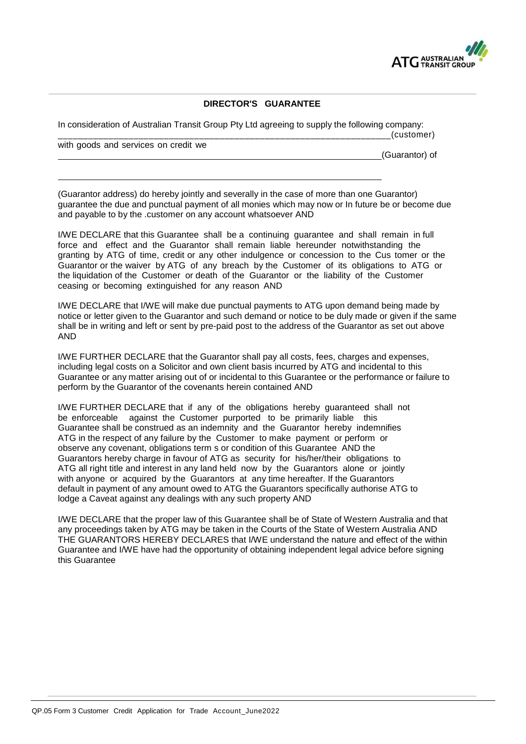## DIRECTOR'S GUARANTEE

In consideration of Australian Transit Group Pty Ltd agreeing to supply the following company: ______________________________________________________________(customer)

with goods and services on credit we ______________________________________________________________(Guarantor) of

______________________________________________________________

(Guarantor address) do hereby jointly and severally in the case of more than one Guarantor) guarantee the due and punctual payment of all monies which may now or In future be or become due and payable to by the .customer on any account whatsoever AND

I/WE DECLARE that this Guarantee shall be a continuing guarantee and shall remain in full force and effect and the Guarantor shall remain liable hereunder notwithstanding the granting by ATG of time, credit or any other indulgence or concession to the Cus tomer or the Guarantor or the waiver by ATG of any breach by the Customer of its obligations to ATG or the liquidation of the Customer or death of the Guarantor or the liability of the Customer ceasing or becoming extinguished for any reason AND

I/WE DECLARE that I/WE will make due punctual payments to ATG upon demand being made by notice or letter given to the Guarantor and such demand or notice to be duly made or given if the same shall be in writing and left or sent by pre-paid post to the address of the Guarantor as set out above AND

I/WE FURTHER DECLARE that the Guarantor shall pay all costs, fees, charges and expenses, including legal costs on a Solicitor and own client basis incurred by ATG and incidental to this Guarantee or any matter arising out of or incidental to this Guarantee or the performance or failure to perform by the Guarantor of the covenants herein contained AND

I/WE FURTHER DECLARE that if any of the obligations hereby guaranteed shall not be enforceable against the Customer purported to be primarily liable this Guarantee shall be construed as an indemnity and the Guarantor hereby indemnifies ATG in the respect of any failure by the Customer to make payment or perform or observe any covenant, obligations term s or condition of this Guarantee AND the Guarantors hereby charge in favour of ATG as security for his/her/their obligations to ATG all right title and interest in any land held now by the Guarantors alone or jointly with anyone or acquired by the Guarantors at any time hereafter. If the Guarantors default in payment of any amount owed to ATG the Guarantors specifically authorise ATG to lodge a Caveat against any dealings with any such property AND

I/WE DECLARE that the proper law of this Guarantee shall be of State of Western Australia and that any proceedings taken by ATG may be taken in the Courts of the State of Western Australia AND THE GUARANTORS HEREBY DECLARES that I/WE understand the nature and effect of the within Guarantee and I/WE have had the opportunity of obtaining independent legal advice before signing this Guarantee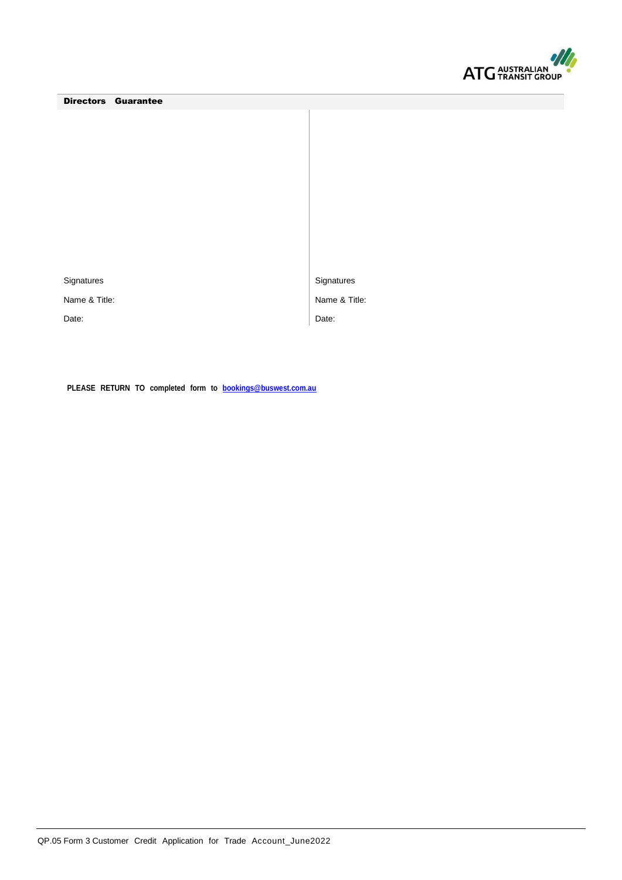## Directors Guarantee

| | |
|---|---|
| Signatures | Signatures |
| Name & Title: | Name & Title: |
| Date: | Date: |

**PLEASE RETURN TO completed form to bookings@buswest.com.au**